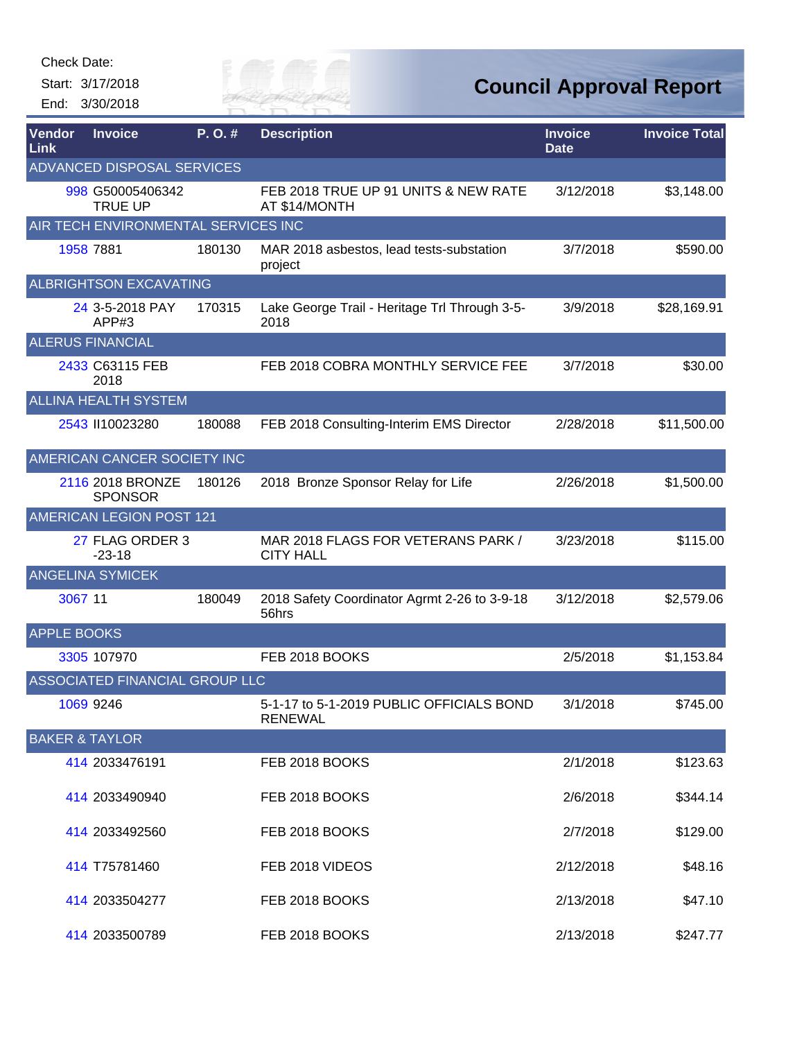Check Date:

Start: 3/17/2018

End: 3/30/2018

# Council Approval Report

| Vendor Link | Invoice | P. O. # | Description | Invoice Date | Invoice Total |
|---|---|---|---|---|---|
| ADVANCED DISPOSAL SERVICES | | | | | |
| 998 | G50005406342 TRUE UP | | FEB 2018 TRUE UP 91 UNITS & NEW RATE AT $14/MONTH | 3/12/2018 | $3,148.00 |
| AIR TECH ENVIRONMENTAL SERVICES INC | | | | | |
| 1958 | 7881 | 180130 | MAR 2018 asbestos, lead tests-substation project | 3/7/2018 | $590.00 |
| ALBRIGHTSON EXCAVATING | | | | | |
| 24 | 3-5-2018 PAY APP#3 | 170315 | Lake George Trail - Heritage Trl Through 3-5-2018 | 3/9/2018 | $28,169.91 |
| ALERUS FINANCIAL | | | | | |
| 2433 | C63115 FEB 2018 | | FEB 2018 COBRA MONTHLY SERVICE FEE | 3/7/2018 | $30.00 |
| ALLINA HEALTH SYSTEM | | | | | |
| 2543 | II10023280 | 180088 | FEB 2018 Consulting-Interim EMS Director | 2/28/2018 | $11,500.00 |
| AMERICAN CANCER SOCIETY INC | | | | | |
| 2116 | 2018 BRONZE SPONSOR | 180126 | 2018 Bronze Sponsor Relay for Life | 2/26/2018 | $1,500.00 |
| AMERICAN LEGION POST 121 | | | | | |
| 27 | FLAG ORDER 3 -23-18 | | MAR 2018 FLAGS FOR VETERANS PARK / CITY HALL | 3/23/2018 | $115.00 |
| ANGELINA SYMICEK | | | | | |
| 3067 | 11 | 180049 | 2018 Safety Coordinator Agrmt 2-26 to 3-9-18 56hrs | 3/12/2018 | $2,579.06 |
| APPLE BOOKS | | | | | |
| 3305 | 107970 | | FEB 2018 BOOKS | 2/5/2018 | $1,153.84 |
| ASSOCIATED FINANCIAL GROUP LLC | | | | | |
| 1069 | 9246 | | 5-1-17 to 5-1-2019 PUBLIC OFFICIALS BOND RENEWAL | 3/1/2018 | $745.00 |
| BAKER & TAYLOR | | | | | |
| 414 | 2033476191 | | FEB 2018 BOOKS | 2/1/2018 | $123.63 |
| 414 | 2033490940 | | FEB 2018 BOOKS | 2/6/2018 | $344.14 |
| 414 | 2033492560 | | FEB 2018 BOOKS | 2/7/2018 | $129.00 |
| 414 | T75781460 | | FEB 2018 VIDEOS | 2/12/2018 | $48.16 |
| 414 | 2033504277 | | FEB 2018 BOOKS | 2/13/2018 | $47.10 |
| 414 | 2033500789 | | FEB 2018 BOOKS | 2/13/2018 | $247.77 |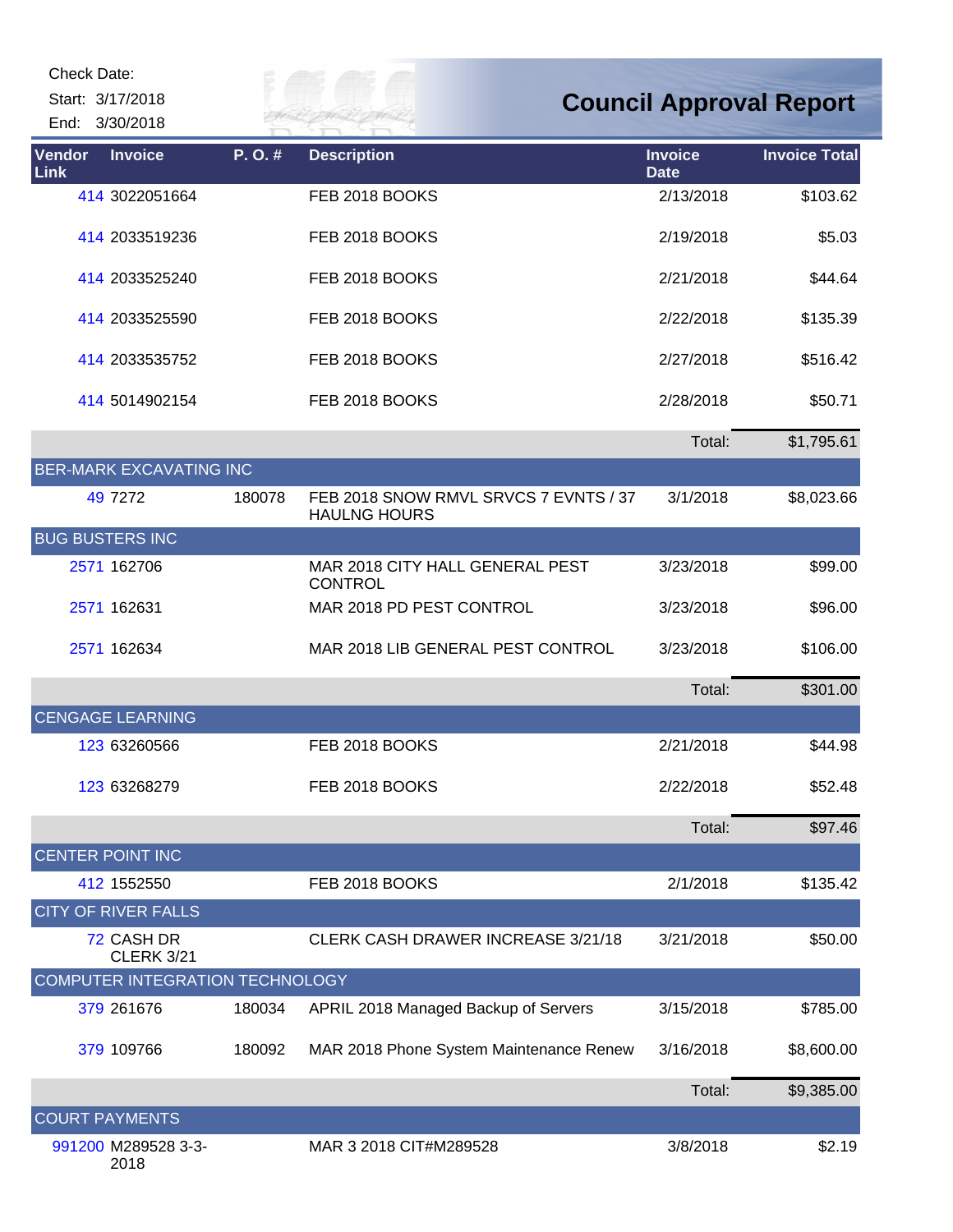Check Date:

Start: 3/17/2018

End: 3/30/2018

# Council Approval Report

| Vendor Link | Invoice | P. O. # | Description | Invoice Date | Invoice Total |
|---|---|---|---|---|---|
| 414 | 3022051664 | | FEB 2018 BOOKS | 2/13/2018 | $103.62 |
| 414 | 2033519236 | | FEB 2018 BOOKS | 2/19/2018 | $5.03 |
| 414 | 2033525240 | | FEB 2018 BOOKS | 2/21/2018 | $44.64 |
| 414 | 2033525590 | | FEB 2018 BOOKS | 2/22/2018 | $135.39 |
| 414 | 2033535752 | | FEB 2018 BOOKS | 2/27/2018 | $516.42 |
| 414 | 5014902154 | | FEB 2018 BOOKS | 2/28/2018 | $50.71 |
| | | | | Total: | $1,795.61 |
| BER-MARK EXCAVATING INC | | | | | |
| 49 | 7272 | 180078 | FEB 2018 SNOW RMVL SRVCS 7 EVNTS / 37 HAULNG HOURS | 3/1/2018 | $8,023.66 |
| BUG BUSTERS INC | | | | | |
| 2571 | 162706 | | MAR 2018 CITY HALL GENERAL PEST CONTROL | 3/23/2018 | $99.00 |
| 2571 | 162631 | | MAR 2018 PD PEST CONTROL | 3/23/2018 | $96.00 |
| 2571 | 162634 | | MAR 2018 LIB GENERAL PEST CONTROL | 3/23/2018 | $106.00 |
| | | | | Total: | $301.00 |
| CENGAGE LEARNING | | | | | |
| 123 | 63260566 | | FEB 2018 BOOKS | 2/21/2018 | $44.98 |
| 123 | 63268279 | | FEB 2018 BOOKS | 2/22/2018 | $52.48 |
| | | | | Total: | $97.46 |
| CENTER POINT INC | | | | | |
| 412 | 1552550 | | FEB 2018 BOOKS | 2/1/2018 | $135.42 |
| CITY OF RIVER FALLS | | | | | |
| 72 | CASH DR CLERK 3/21 | | CLERK CASH DRAWER INCREASE 3/21/18 | 3/21/2018 | $50.00 |
| COMPUTER INTEGRATION TECHNOLOGY | | | | | |
| 379 | 261676 | 180034 | APRIL 2018 Managed Backup of Servers | 3/15/2018 | $785.00 |
| 379 | 109766 | 180092 | MAR 2018 Phone System Maintenance Renew | 3/16/2018 | $8,600.00 |
| | | | | Total: | $9,385.00 |
| COURT PAYMENTS | | | | | |
| 991200 | M289528 3-3-2018 | | MAR 3 2018 CIT#M289528 | 3/8/2018 | $2.19 |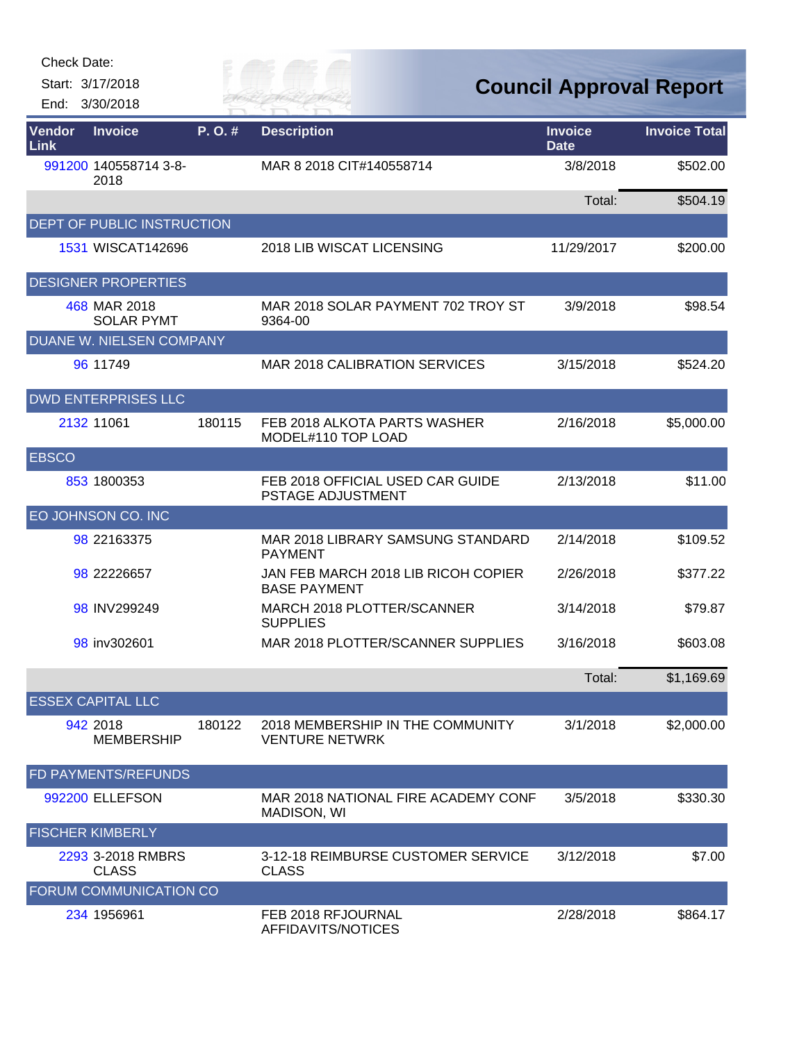Check Date:

Start: 3/17/2018

End: 3/30/2018

# Council Approval Report

| Vendor Link | Invoice | P. O. # | Description | Invoice Date | Invoice Total |
|---|---|---|---|---|---|
| 991200 | 140558714 3-8-2018 | | MAR 8 2018 CIT#140558714 | 3/8/2018 | $502.00 |
| | | | | Total: | $504.19 |
| **DEPT OF PUBLIC INSTRUCTION** | | | | | |
| 1531 | WISCAT142696 | | 2018 LIB WISCAT LICENSING | 11/29/2017 | $200.00 |
| **DESIGNER PROPERTIES** | | | | | |
| 468 | MAR 2018 SOLAR PYMT | | MAR 2018 SOLAR PAYMENT 702 TROY ST 9364-00 | 3/9/2018 | $98.54 |
| **DUANE W. NIELSEN COMPANY** | | | | | |
| 96 | 11749 | | MAR 2018 CALIBRATION SERVICES | 3/15/2018 | $524.20 |
| **DWD ENTERPRISES LLC** | | | | | |
| 2132 | 11061 | 180115 | FEB 2018 ALKOTA PARTS WASHER MODEL#110 TOP LOAD | 2/16/2018 | $5,000.00 |
| **EBSCO** | | | | | |
| 853 | 1800353 | | FEB 2018 OFFICIAL USED CAR GUIDE PSTAGE ADJUSTMENT | 2/13/2018 | $11.00 |
| **EO JOHNSON CO. INC** | | | | | |
| 98 | 22163375 | | MAR 2018 LIBRARY SAMSUNG STANDARD PAYMENT | 2/14/2018 | $109.52 |
| 98 | 22226657 | | JAN FEB MARCH 2018 LIB RICOH COPIER BASE PAYMENT | 2/26/2018 | $377.22 |
| 98 | INV299249 | | MARCH 2018 PLOTTER/SCANNER SUPPLIES | 3/14/2018 | $79.87 |
| 98 | inv302601 | | MAR 2018 PLOTTER/SCANNER SUPPLIES | 3/16/2018 | $603.08 |
| | | | | Total: | $1,169.69 |
| **ESSEX CAPITAL LLC** | | | | | |
| 942 | 2018 MEMBERSHIP | 180122 | 2018 MEMBERSHIP IN THE COMMUNITY VENTURE NETWRK | 3/1/2018 | $2,000.00 |
| **FD PAYMENTS/REFUNDS** | | | | | |
| 992200 | ELLEFSON | | MAR 2018 NATIONAL FIRE ACADEMY CONF MADISON, WI | 3/5/2018 | $330.30 |
| **FISCHER KIMBERLY** | | | | | |
| 2293 | 3-2018 RMBRS CLASS | | 3-12-18 REIMBURSE CUSTOMER SERVICE CLASS | 3/12/2018 | $7.00 |
| **FORUM COMMUNICATION CO** | | | | | |
| 234 | 1956961 | | FEB 2018 RFJOURNAL AFFIDAVITS/NOTICES | 2/28/2018 | $864.17 |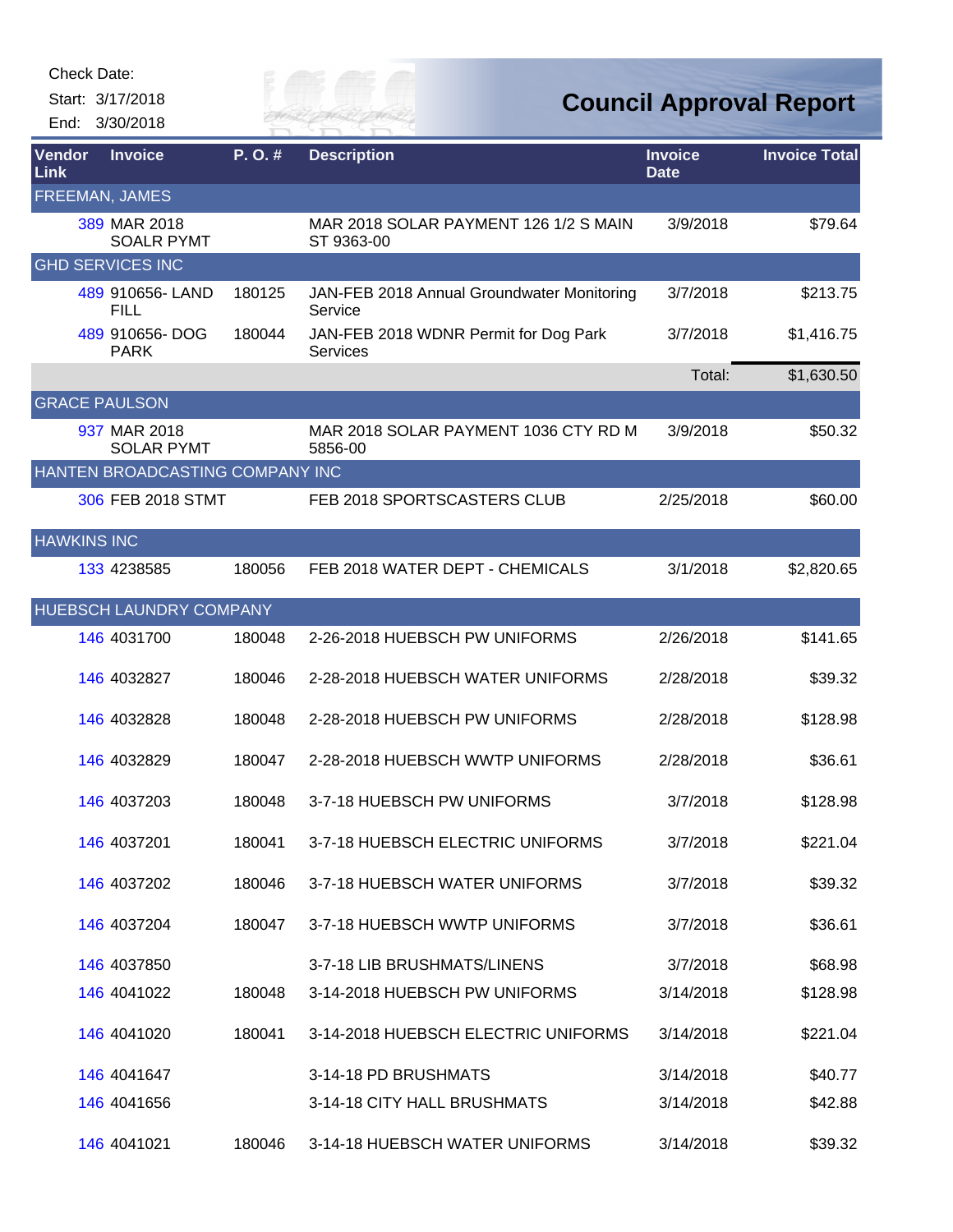Check Date:

Start: 3/17/2018

End: 3/30/2018

# Council Approval Report

| Vendor Link | Invoice | P. O. # | Description | Invoice Date | Invoice Total |
|---|---|---|---|---|---|
| FREEMAN, JAMES | | | | | |
| 389 | MAR 2018 SOALR PYMT | | MAR 2018 SOLAR PAYMENT 126 1/2 S MAIN ST 9363-00 | 3/9/2018 | $79.64 |
| GHD SERVICES INC | | | | | |
| 489 | 910656- LAND FILL | 180125 | JAN-FEB 2018 Annual Groundwater Monitoring Service | 3/7/2018 | $213.75 |
| 489 | 910656- DOG PARK | 180044 | JAN-FEB 2018 WDNR Permit for Dog Park Services | 3/7/2018 | $1,416.75 |
| | | | | Total: | $1,630.50 |
| GRACE PAULSON | | | | | |
| 937 | MAR 2018 SOLAR PYMT | | MAR 2018 SOLAR PAYMENT 1036 CTY RD M 5856-00 | 3/9/2018 | $50.32 |
| HANTEN BROADCASTING COMPANY INC | | | | | |
| 306 | FEB 2018 STMT | | FEB 2018 SPORTSCASTERS CLUB | 2/25/2018 | $60.00 |
| HAWKINS INC | | | | | |
| 133 | 4238585 | 180056 | FEB 2018 WATER DEPT - CHEMICALS | 3/1/2018 | $2,820.65 |
| HUEBSCH LAUNDRY COMPANY | | | | | |
| 146 | 4031700 | 180048 | 2-26-2018 HUEBSCH PW UNIFORMS | 2/26/2018 | $141.65 |
| 146 | 4032827 | 180046 | 2-28-2018 HUEBSCH WATER UNIFORMS | 2/28/2018 | $39.32 |
| 146 | 4032828 | 180048 | 2-28-2018 HUEBSCH PW UNIFORMS | 2/28/2018 | $128.98 |
| 146 | 4032829 | 180047 | 2-28-2018 HUEBSCH WWTP UNIFORMS | 2/28/2018 | $36.61 |
| 146 | 4037203 | 180048 | 3-7-18 HUEBSCH PW UNIFORMS | 3/7/2018 | $128.98 |
| 146 | 4037201 | 180041 | 3-7-18 HUEBSCH ELECTRIC UNIFORMS | 3/7/2018 | $221.04 |
| 146 | 4037202 | 180046 | 3-7-18 HUEBSCH WATER UNIFORMS | 3/7/2018 | $39.32 |
| 146 | 4037204 | 180047 | 3-7-18 HUEBSCH WWTP UNIFORMS | 3/7/2018 | $36.61 |
| 146 | 4037850 | | 3-7-18 LIB BRUSHMATS/LINENS | 3/7/2018 | $68.98 |
| 146 | 4041022 | 180048 | 3-14-2018 HUEBSCH PW UNIFORMS | 3/14/2018 | $128.98 |
| 146 | 4041020 | 180041 | 3-14-2018 HUEBSCH ELECTRIC UNIFORMS | 3/14/2018 | $221.04 |
| 146 | 4041647 | | 3-14-18 PD BRUSHMATS | 3/14/2018 | $40.77 |
| 146 | 4041656 | | 3-14-18 CITY HALL BRUSHMATS | 3/14/2018 | $42.88 |
| 146 | 4041021 | 180046 | 3-14-18 HUEBSCH WATER UNIFORMS | 3/14/2018 | $39.32 |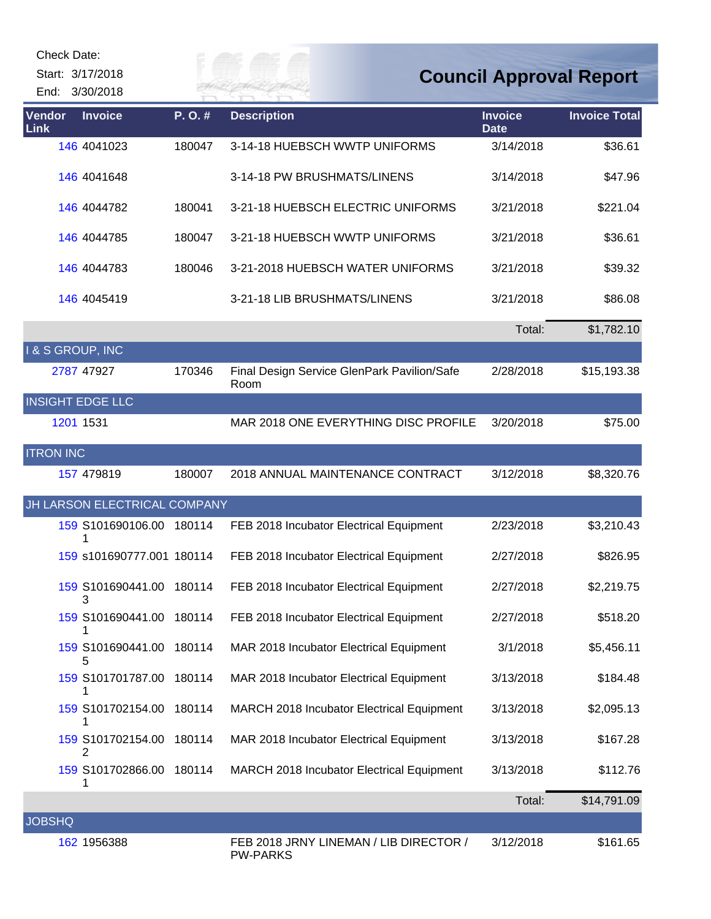Check Date:
Start: 3/17/2018
End: 3/30/2018

# Council Approval Report

| Vendor Link | Invoice | P. O. # | Description | Invoice Date | Invoice Total |
|---|---|---|---|---|---|
| 146 | 4041023 | 180047 | 3-14-18 HUEBSCH WWTP UNIFORMS | 3/14/2018 | $36.61 |
| 146 | 4041648 | | 3-14-18 PW BRUSHMATS/LINENS | 3/14/2018 | $47.96 |
| 146 | 4044782 | 180041 | 3-21-18 HUEBSCH ELECTRIC UNIFORMS | 3/21/2018 | $221.04 |
| 146 | 4044785 | 180047 | 3-21-18 HUEBSCH WWTP UNIFORMS | 3/21/2018 | $36.61 |
| 146 | 4044783 | 180046 | 3-21-2018 HUEBSCH WATER UNIFORMS | 3/21/2018 | $39.32 |
| 146 | 4045419 | | 3-21-18 LIB BRUSHMATS/LINENS | 3/21/2018 | $86.08 |
| | | | | Total: | $1,782.10 |
| I & S GROUP, INC | | | | | |
| 2787 | 47927 | 170346 | Final Design Service GlenPark Pavilion/Safe Room | 2/28/2018 | $15,193.38 |
| INSIGHT EDGE LLC | | | | | |
| 1201 | 1531 | | MAR 2018 ONE EVERYTHING DISC PROFILE | 3/20/2018 | $75.00 |
| ITRON INC | | | | | |
| 157 | 479819 | 180007 | 2018 ANNUAL MAINTENANCE CONTRACT | 3/12/2018 | $8,320.76 |
| JH LARSON ELECTRICAL COMPANY | | | | | |
| 159 | S101690106.001 | 180114 | FEB 2018 Incubator Electrical Equipment | 2/23/2018 | $3,210.43 |
| 159 | s101690777.001 | 180114 | FEB 2018 Incubator Electrical Equipment | 2/27/2018 | $826.95 |
| 159 | S101690441.003 | 180114 | FEB 2018 Incubator Electrical Equipment | 2/27/2018 | $2,219.75 |
| 159 | S101690441.001 | 180114 | FEB 2018 Incubator Electrical Equipment | 2/27/2018 | $518.20 |
| 159 | S101690441.005 | 180114 | MAR 2018 Incubator Electrical Equipment | 3/1/2018 | $5,456.11 |
| 159 | S101701787.001 | 180114 | MAR 2018 Incubator Electrical Equipment | 3/13/2018 | $184.48 |
| 159 | S101702154.001 | 180114 | MARCH 2018 Incubator Electrical Equipment | 3/13/2018 | $2,095.13 |
| 159 | S101702154.002 | 180114 | MAR 2018 Incubator Electrical Equipment | 3/13/2018 | $167.28 |
| 159 | S101702866.001 | 180114 | MARCH 2018 Incubator Electrical Equipment | 3/13/2018 | $112.76 |
| | | | | Total: | $14,791.09 |
| JOBSHQ | | | | | |
| 162 | 1956388 | | FEB 2018 JRNY LINEMAN / LIB DIRECTOR / PW-PARKS | 3/12/2018 | $161.65 |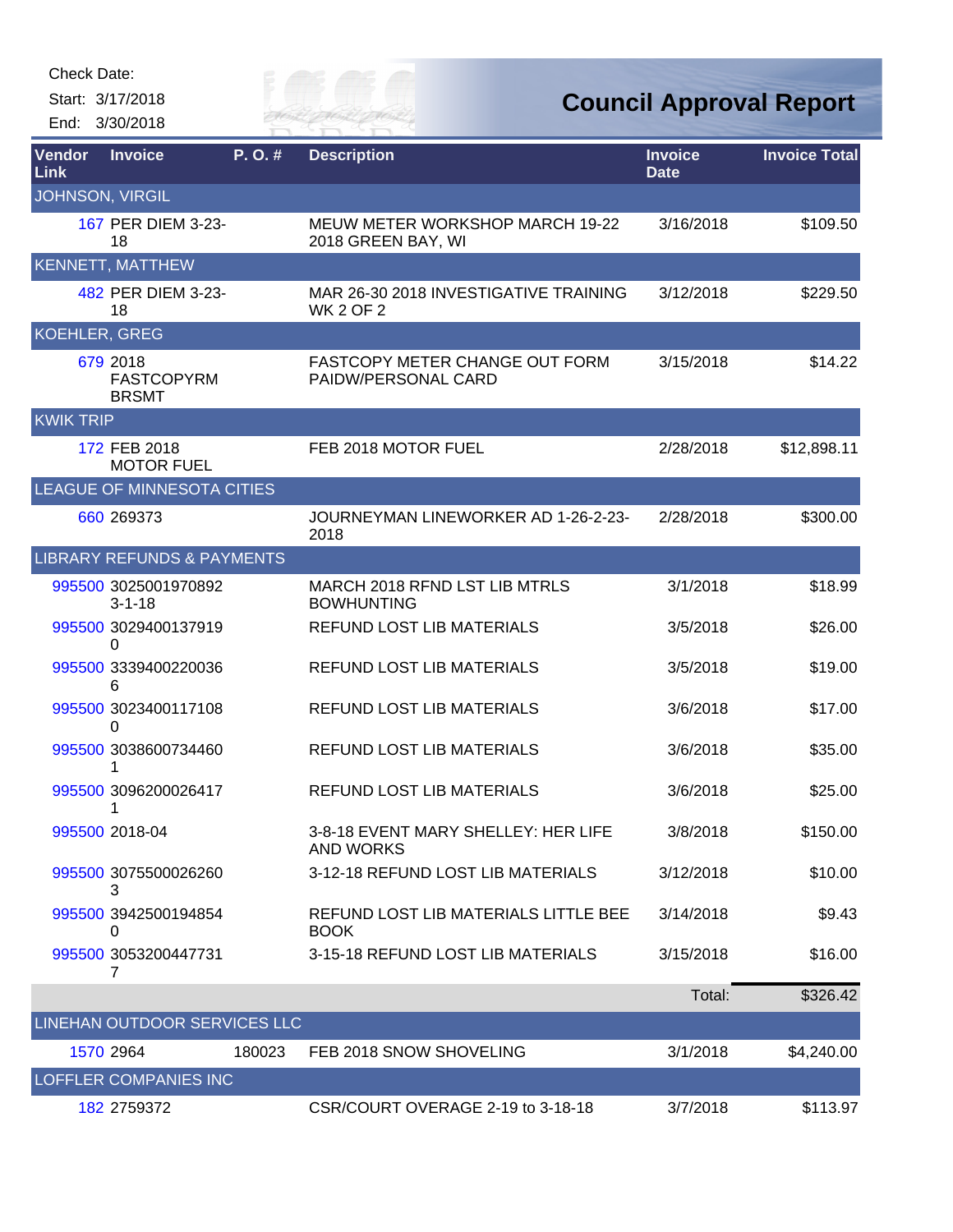Check Date:

Start: 3/17/2018

End: 3/30/2018

# Council Approval Report

| Vendor Link | Invoice | P. O. # | Description | Invoice Date | Invoice Total |
|---|---|---|---|---|---|
| JOHNSON, VIRGIL | | | | | |
| 167 | PER DIEM 3-23-18 | | MEUW METER WORKSHOP MARCH 19-22 2018 GREEN BAY, WI | 3/16/2018 | $109.50 |
| KENNETT, MATTHEW | | | | | |
| 482 | PER DIEM 3-23-18 | | MAR 26-30 2018 INVESTIGATIVE TRAINING WK 2 OF 2 | 3/12/2018 | $229.50 |
| KOEHLER, GREG | | | | | |
| 679 | 2018 FASTCOPYRM BRSMT | | FASTCOPY METER CHANGE OUT FORM PAIDW/PERSONAL CARD | 3/15/2018 | $14.22 |
| KWIK TRIP | | | | | |
| 172 | FEB 2018 MOTOR FUEL | | FEB 2018 MOTOR FUEL | 2/28/2018 | $12,898.11 |
| LEAGUE OF MINNESOTA CITIES | | | | | |
| 660 | 269373 | | JOURNEYMAN LINEWORKER AD 1-26-2-23-2018 | 2/28/2018 | $300.00 |
| LIBRARY REFUNDS & PAYMENTS | | | | | |
| 995500 | 3025001970892 3-1-18 | | MARCH 2018 RFND LST LIB MTRLS BOWHUNTING | 3/1/2018 | $18.99 |
| 995500 | 30294001379190 | | REFUND LOST LIB MATERIALS | 3/5/2018 | $26.00 |
| 995500 | 33394002200366 | | REFUND LOST LIB MATERIALS | 3/5/2018 | $19.00 |
| 995500 | 30234001171080 | | REFUND LOST LIB MATERIALS | 3/6/2018 | $17.00 |
| 995500 | 30386007344601 | | REFUND LOST LIB MATERIALS | 3/6/2018 | $35.00 |
| 995500 | 30962000264171 | | REFUND LOST LIB MATERIALS | 3/6/2018 | $25.00 |
| 995500 | 2018-04 | | 3-8-18 EVENT MARY SHELLEY: HER LIFE AND WORKS | 3/8/2018 | $150.00 |
| 995500 | 30755000262603 | | 3-12-18 REFUND LOST LIB MATERIALS | 3/12/2018 | $10.00 |
| 995500 | 39425001948540 | | REFUND LOST LIB MATERIALS LITTLE BEE BOOK | 3/14/2018 | $9.43 |
| 995500 | 30532004477317 | | 3-15-18 REFUND LOST LIB MATERIALS | 3/15/2018 | $16.00 |
| | | | | Total: | $326.42 |
| LINEHAN OUTDOOR SERVICES LLC | | | | | |
| 1570 | 2964 | 180023 | FEB 2018 SNOW SHOVELING | 3/1/2018 | $4,240.00 |
| LOFFLER COMPANIES INC | | | | | |
| 182 | 2759372 | | CSR/COURT OVERAGE 2-19 to 3-18-18 | 3/7/2018 | $113.97 |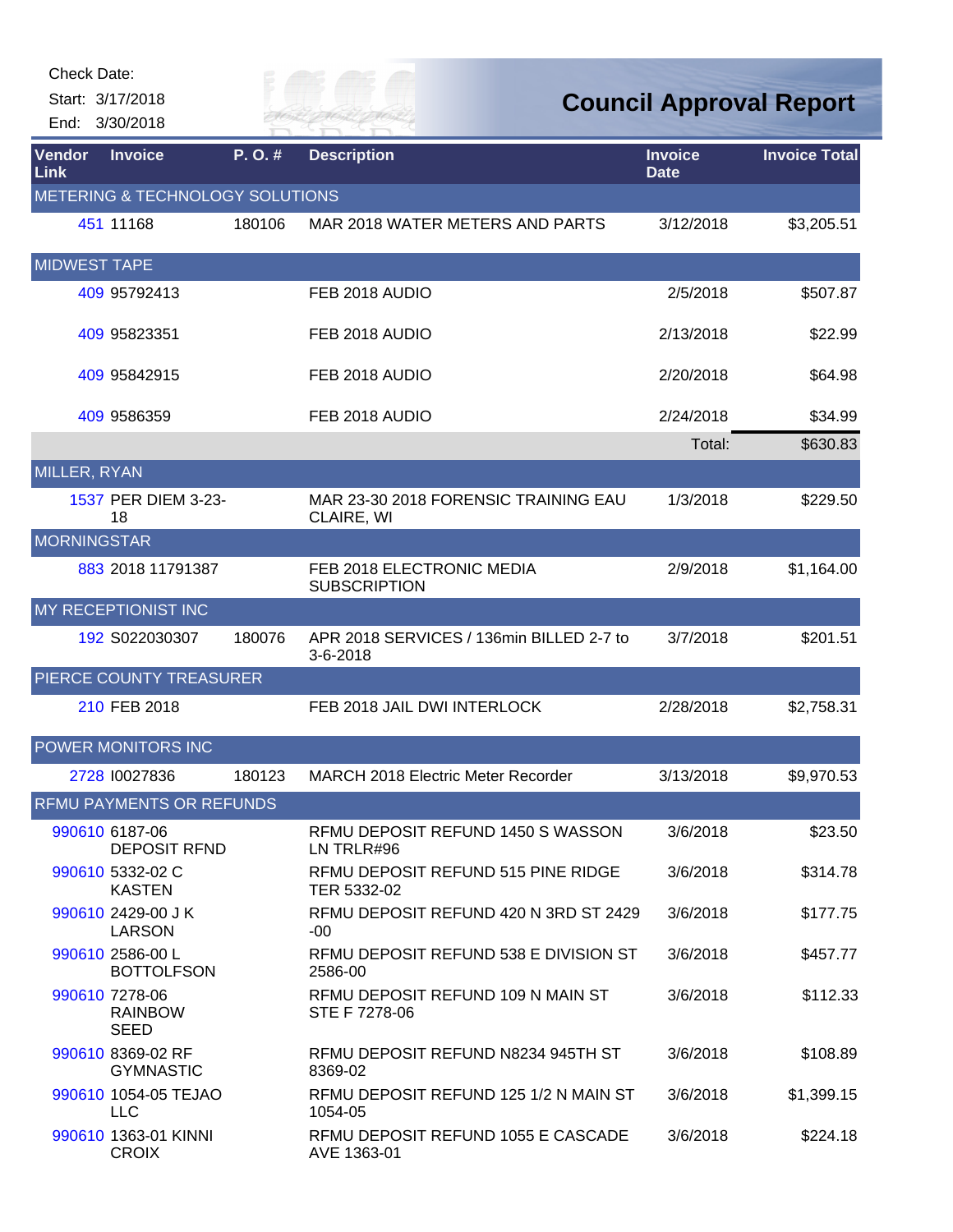Check Date:

Start: 3/17/2018

End: 3/30/2018

# Council Approval Report

| Vendor Link | Invoice | P. O. # | Description | Invoice Date | Invoice Total |
|---|---|---|---|---|---|
| METERING & TECHNOLOGY SOLUTIONS | | | | | |
| 451 | 11168 | 180106 | MAR 2018 WATER METERS AND PARTS | 3/12/2018 | $3,205.51 |
| MIDWEST TAPE | | | | | |
| 409 | 95792413 | | FEB 2018 AUDIO | 2/5/2018 | $507.87 |
| 409 | 95823351 | | FEB 2018 AUDIO | 2/13/2018 | $22.99 |
| 409 | 95842915 | | FEB 2018 AUDIO | 2/20/2018 | $64.98 |
| 409 | 9586359 | | FEB 2018 AUDIO | 2/24/2018 | $34.99 |
| | | | | Total: | $630.83 |
| MILLER, RYAN | | | | | |
| 1537 | PER DIEM 3-23-18 | | MAR 23-30 2018 FORENSIC TRAINING EAU CLAIRE, WI | 1/3/2018 | $229.50 |
| MORNINGSTAR | | | | | |
| 883 | 2018 11791387 | | FEB 2018 ELECTRONIC MEDIA SUBSCRIPTION | 2/9/2018 | $1,164.00 |
| MY RECEPTIONIST INC | | | | | |
| 192 | S022030307 | 180076 | APR 2018 SERVICES / 136min BILLED 2-7 to 3-6-2018 | 3/7/2018 | $201.51 |
| PIERCE COUNTY TREASURER | | | | | |
| 210 | FEB 2018 | | FEB 2018 JAIL DWI INTERLOCK | 2/28/2018 | $2,758.31 |
| POWER MONITORS INC | | | | | |
| 2728 | I0027836 | 180123 | MARCH 2018 Electric Meter Recorder | 3/13/2018 | $9,970.53 |
| RFMU PAYMENTS OR REFUNDS | | | | | |
| 990610 | 6187-06 DEPOSIT RFND | | RFMU DEPOSIT REFUND 1450 S WASSON LN TRLR#96 | 3/6/2018 | $23.50 |
| 990610 | 5332-02 C KASTEN | | RFMU DEPOSIT REFUND 515 PINE RIDGE TER 5332-02 | 3/6/2018 | $314.78 |
| 990610 | 2429-00 J K LARSON | | RFMU DEPOSIT REFUND 420 N 3RD ST 2429 -00 | 3/6/2018 | $177.75 |
| 990610 | 2586-00 L BOTTOLFSON | | RFMU DEPOSIT REFUND 538 E DIVISION ST 2586-00 | 3/6/2018 | $457.77 |
| 990610 | 7278-06 RAINBOW SEED | | RFMU DEPOSIT REFUND 109 N MAIN ST STE F 7278-06 | 3/6/2018 | $112.33 |
| 990610 | 8369-02 RF GYMNASTIC | | RFMU DEPOSIT REFUND N8234 945TH ST 8369-02 | 3/6/2018 | $108.89 |
| 990610 | 1054-05 TEJAO LLC | | RFMU DEPOSIT REFUND 125 1/2 N MAIN ST 1054-05 | 3/6/2018 | $1,399.15 |
| 990610 | 1363-01 KINNI CROIX | | RFMU DEPOSIT REFUND 1055 E CASCADE AVE 1363-01 | 3/6/2018 | $224.18 |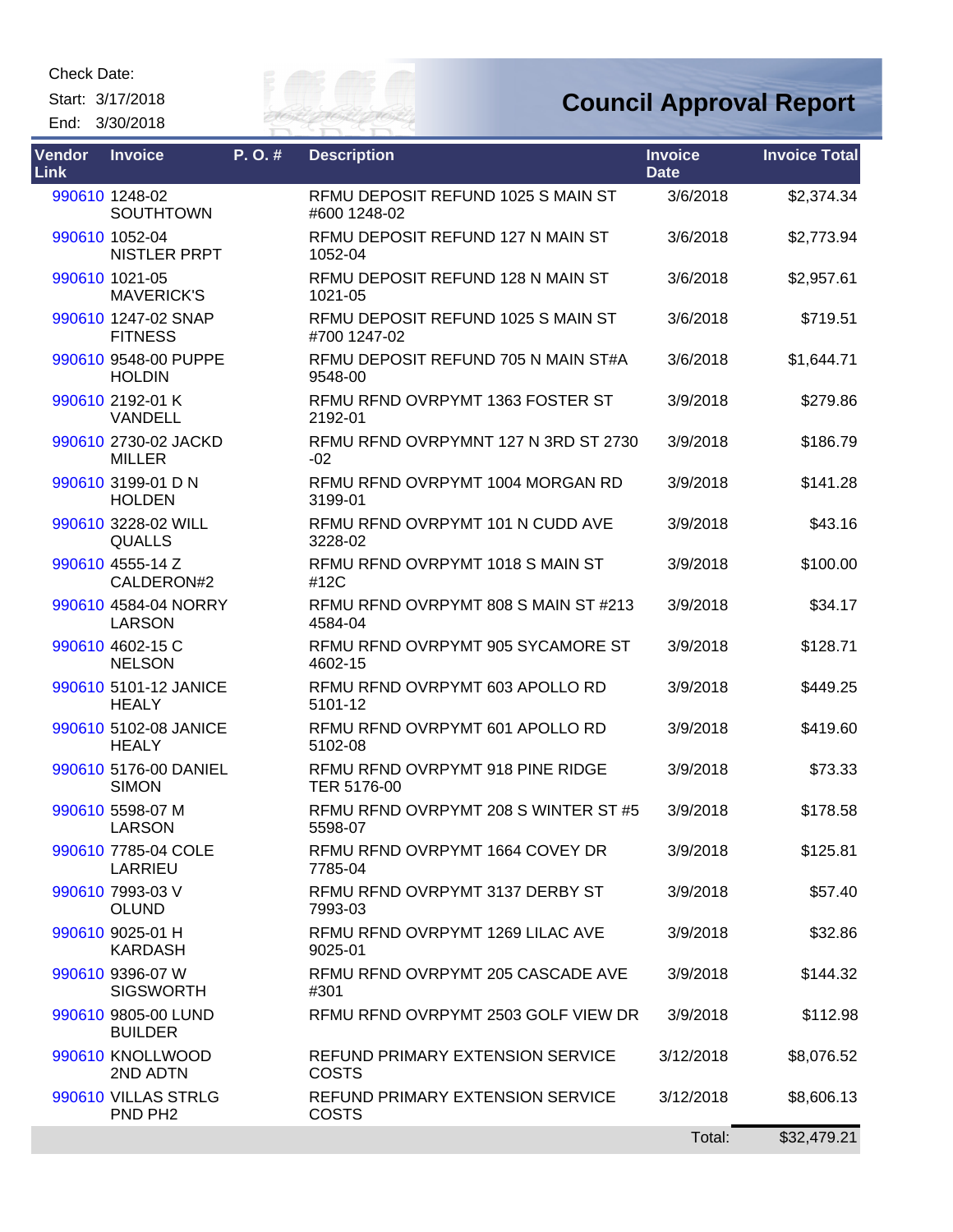Check Date:
Start: 3/17/2018
End: 3/30/2018

# Council Approval Report

| Vendor Link | Invoice | P. O. # | Description | Invoice Date | Invoice Total |
|---|---|---|---|---|---|
| 990610 | 1248-02 SOUTHTOWN | | RFMU DEPOSIT REFUND 1025 S MAIN ST #600 1248-02 | 3/6/2018 | $2,374.34 |
| 990610 | 1052-04 NISTLER PRPT | | RFMU DEPOSIT REFUND 127 N MAIN ST 1052-04 | 3/6/2018 | $2,773.94 |
| 990610 | 1021-05 MAVERICK'S | | RFMU DEPOSIT REFUND 128 N MAIN ST 1021-05 | 3/6/2018 | $2,957.61 |
| 990610 | 1247-02 SNAP FITNESS | | RFMU DEPOSIT REFUND 1025 S MAIN ST #700 1247-02 | 3/6/2018 | $719.51 |
| 990610 | 9548-00 PUPPE HOLDIN | | RFMU DEPOSIT REFUND 705 N MAIN ST#A 9548-00 | 3/6/2018 | $1,644.71 |
| 990610 | 2192-01 K VANDELL | | RFMU RFND OVRPYMT 1363 FOSTER ST 2192-01 | 3/9/2018 | $279.86 |
| 990610 | 2730-02 JACKD MILLER | | RFMU RFND OVRPYMNT 127 N 3RD ST 2730 -02 | 3/9/2018 | $186.79 |
| 990610 | 3199-01 D N HOLDEN | | RFMU RFND OVRPYMT 1004 MORGAN RD 3199-01 | 3/9/2018 | $141.28 |
| 990610 | 3228-02 WILL QUALLS | | RFMU RFND OVRPYMT 101 N CUDD AVE 3228-02 | 3/9/2018 | $43.16 |
| 990610 | 4555-14 Z CALDERON#2 | | RFMU RFND OVRPYMT 1018 S MAIN ST #12C | 3/9/2018 | $100.00 |
| 990610 | 4584-04 NORRY LARSON | | RFMU RFND OVRPYMT 808 S MAIN ST #213 4584-04 | 3/9/2018 | $34.17 |
| 990610 | 4602-15 C NELSON | | RFMU RFND OVRPYMT 905 SYCAMORE ST 4602-15 | 3/9/2018 | $128.71 |
| 990610 | 5101-12 JANICE HEALY | | RFMU RFND OVRPYMT 603 APOLLO RD 5101-12 | 3/9/2018 | $449.25 |
| 990610 | 5102-08 JANICE HEALY | | RFMU RFND OVRPYMT 601 APOLLO RD 5102-08 | 3/9/2018 | $419.60 |
| 990610 | 5176-00 DANIEL SIMON | | RFMU RFND OVRPYMT 918 PINE RIDGE TER 5176-00 | 3/9/2018 | $73.33 |
| 990610 | 5598-07 M LARSON | | RFMU RFND OVRPYMT 208 S WINTER ST #5 5598-07 | 3/9/2018 | $178.58 |
| 990610 | 7785-04 COLE LARRIEU | | RFMU RFND OVRPYMT 1664 COVEY DR 7785-04 | 3/9/2018 | $125.81 |
| 990610 | 7993-03 V OLUND | | RFMU RFND OVRPYMT 3137 DERBY ST 7993-03 | 3/9/2018 | $57.40 |
| 990610 | 9025-01 H KARDASH | | RFMU RFND OVRPYMT 1269 LILAC AVE 9025-01 | 3/9/2018 | $32.86 |
| 990610 | 9396-07 W SIGSWORTH | | RFMU RFND OVRPYMT 205 CASCADE AVE #301 | 3/9/2018 | $144.32 |
| 990610 | 9805-00 LUND BUILDER | | RFMU RFND OVRPYMT 2503 GOLF VIEW DR | 3/9/2018 | $112.98 |
| 990610 | KNOLLWOOD 2ND ADTN | | REFUND PRIMARY EXTENSION SERVICE COSTS | 3/12/2018 | $8,076.52 |
| 990610 | VILLAS STRLG PND PH2 | | REFUND PRIMARY EXTENSION SERVICE COSTS | 3/12/2018 | $8,606.13 |
| | | | | Total: | $32,479.21 |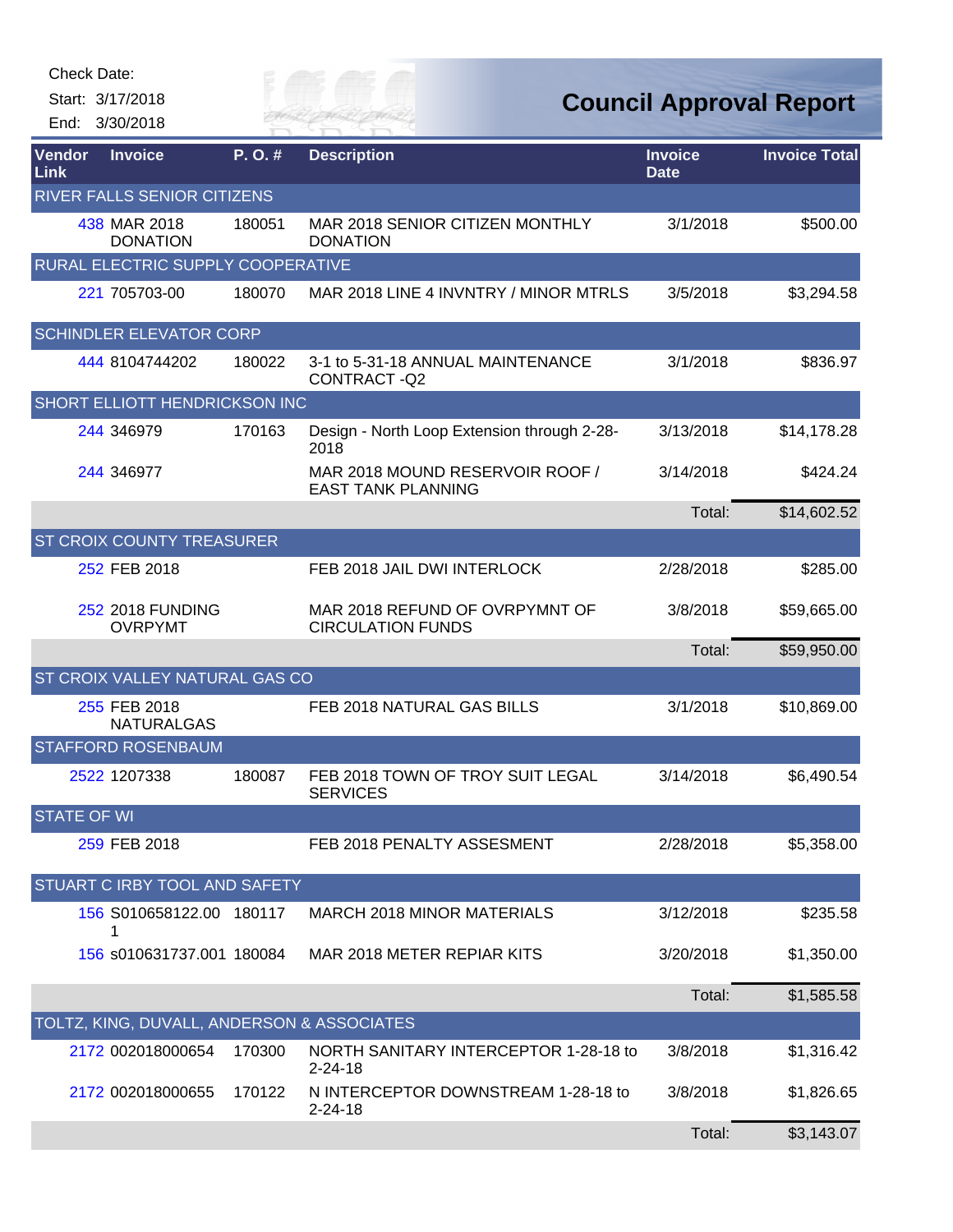Check Date:

Start: 3/17/2018

End: 3/30/2018

# Council Approval Report

| Vendor Link | Invoice | P. O. # | Description | Invoice Date | Invoice Total |
|---|---|---|---|---|---|
| RIVER FALLS SENIOR CITIZENS | | | | | |
| 438 | MAR 2018 DONATION | 180051 | MAR 2018 SENIOR CITIZEN MONTHLY DONATION | 3/1/2018 | $500.00 |
| RURAL ELECTRIC SUPPLY COOPERATIVE | | | | | |
| 221 | 705703-00 | 180070 | MAR 2018 LINE 4 INVNTRY / MINOR MTRLS | 3/5/2018 | $3,294.58 |
| SCHINDLER ELEVATOR CORP | | | | | |
| 444 | 8104744202 | 180022 | 3-1 to 5-31-18 ANNUAL MAINTENANCE CONTRACT -Q2 | 3/1/2018 | $836.97 |
| SHORT ELLIOTT HENDRICKSON INC | | | | | |
| 244 | 346979 | 170163 | Design - North Loop Extension through 2-28-2018 | 3/13/2018 | $14,178.28 |
| 244 | 346977 | | MAR 2018 MOUND RESERVOIR ROOF / EAST TANK PLANNING | 3/14/2018 | $424.24 |
| | | | | Total: | $14,602.52 |
| ST CROIX COUNTY TREASURER | | | | | |
| 252 | FEB 2018 | | FEB 2018 JAIL DWI INTERLOCK | 2/28/2018 | $285.00 |
| 252 | 2018 FUNDING OVRPYMT | | MAR 2018 REFUND OF OVRPYMNT OF CIRCULATION FUNDS | 3/8/2018 | $59,665.00 |
| | | | | Total: | $59,950.00 |
| ST CROIX VALLEY NATURAL GAS CO | | | | | |
| 255 | FEB 2018 NATURALGAS | | FEB 2018 NATURAL GAS BILLS | 3/1/2018 | $10,869.00 |
| STAFFORD ROSENBAUM | | | | | |
| 2522 | 1207338 | 180087 | FEB 2018 TOWN OF TROY SUIT LEGAL SERVICES | 3/14/2018 | $6,490.54 |
| STATE OF WI | | | | | |
| 259 | FEB 2018 | | FEB 2018 PENALTY ASSESMENT | 2/28/2018 | $5,358.00 |
| STUART C IRBY TOOL AND SAFETY | | | | | |
| 156 | S010658122.001 | 180117 | MARCH 2018 MINOR MATERIALS | 3/12/2018 | $235.58 |
| 156 | s010631737.001 | 180084 | MAR 2018 METER REPIAR KITS | 3/20/2018 | $1,350.00 |
| | | | | Total: | $1,585.58 |
| TOLTZ, KING, DUVALL, ANDERSON & ASSOCIATES | | | | | |
| 2172 | 002018000654 | 170300 | NORTH SANITARY INTERCEPTOR 1-28-18 to 2-24-18 | 3/8/2018 | $1,316.42 |
| 2172 | 002018000655 | 170122 | N INTERCEPTOR DOWNSTREAM 1-28-18 to 2-24-18 | 3/8/2018 | $1,826.65 |
| | | | | Total: | $3,143.07 |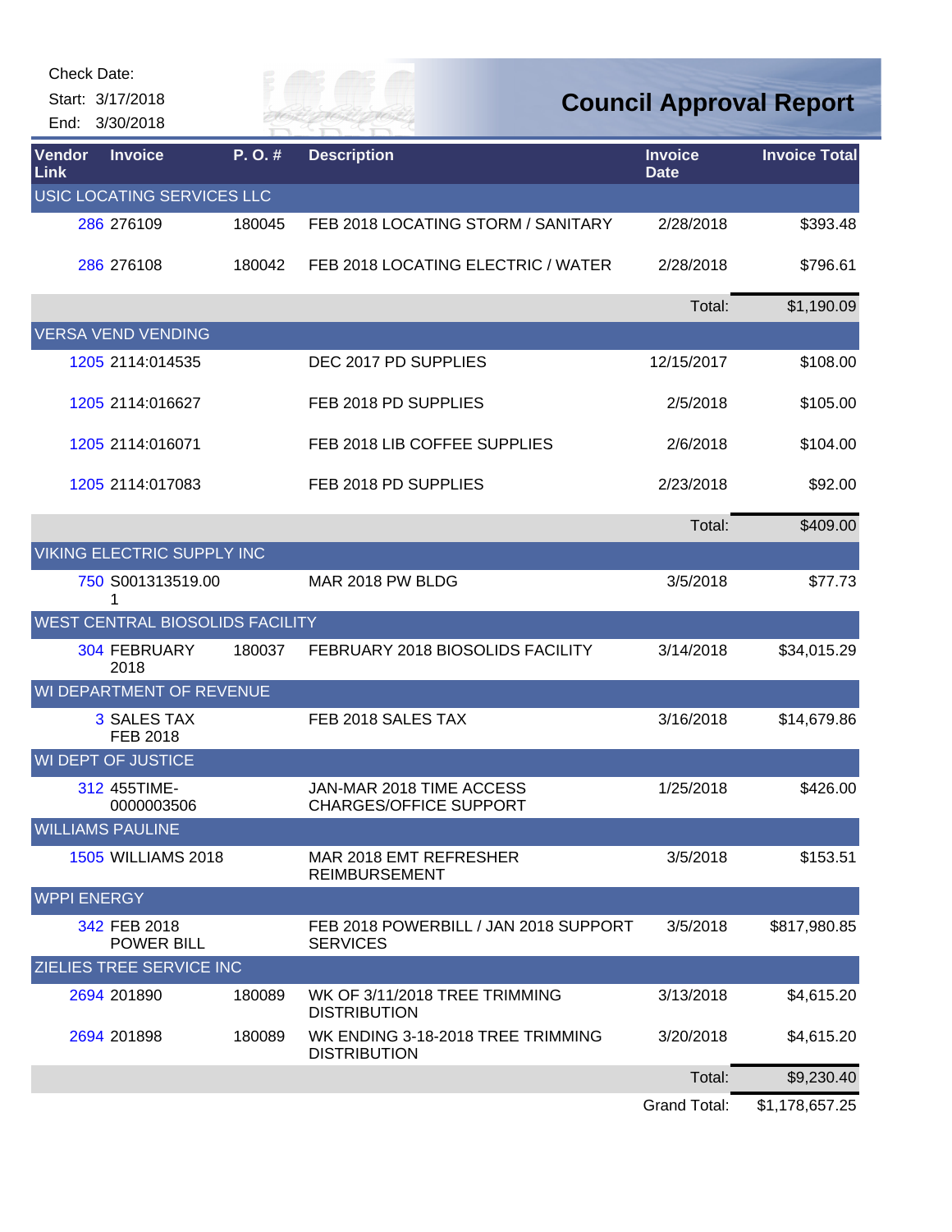Check Date:

Start: 3/17/2018

End: 3/30/2018

# Council Approval Report

| Vendor Link | Invoice | P. O. # | Description | Invoice Date | Invoice Total |
|---|---|---|---|---|---|
| USIC LOCATING SERVICES LLC | | | | | |
| 286 | 276109 | 180045 | FEB 2018 LOCATING STORM / SANITARY | 2/28/2018 | $393.48 |
| 286 | 276108 | 180042 | FEB 2018 LOCATING ELECTRIC / WATER | 2/28/2018 | $796.61 |
| | | | | Total: | $1,190.09 |
| VERSA VEND VENDING | | | | | |
| 1205 | 2114:014535 | | DEC 2017 PD SUPPLIES | 12/15/2017 | $108.00 |
| 1205 | 2114:016627 | | FEB 2018 PD SUPPLIES | 2/5/2018 | $105.00 |
| 1205 | 2114:016071 | | FEB 2018 LIB COFFEE SUPPLIES | 2/6/2018 | $104.00 |
| 1205 | 2114:017083 | | FEB 2018 PD SUPPLIES | 2/23/2018 | $92.00 |
| | | | | Total: | $409.00 |
| VIKING ELECTRIC SUPPLY INC | | | | | |
| 750 | S001313519.001 | | MAR 2018 PW BLDG | 3/5/2018 | $77.73 |
| WEST CENTRAL BIOSOLIDS FACILITY | | | | | |
| 304 | FEBRUARY 2018 | 180037 | FEBRUARY 2018 BIOSOLIDS FACILITY | 3/14/2018 | $34,015.29 |
| WI DEPARTMENT OF REVENUE | | | | | |
| 3 | SALES TAX FEB 2018 | | FEB 2018 SALES TAX | 3/16/2018 | $14,679.86 |
| WI DEPT OF JUSTICE | | | | | |
| 312 | 455TIME-0000003506 | | JAN-MAR 2018 TIME ACCESS CHARGES/OFFICE SUPPORT | 1/25/2018 | $426.00 |
| WILLIAMS PAULINE | | | | | |
| 1505 | WILLIAMS 2018 | | MAR 2018 EMT REFRESHER REIMBURSEMENT | 3/5/2018 | $153.51 |
| WPPI ENERGY | | | | | |
| 342 | FEB 2018 POWER BILL | | FEB 2018 POWERBILL / JAN 2018 SUPPORT SERVICES | 3/5/2018 | $817,980.85 |
| ZIELIES TREE SERVICE INC | | | | | |
| 2694 | 201890 | 180089 | WK OF 3/11/2018 TREE TRIMMING DISTRIBUTION | 3/13/2018 | $4,615.20 |
| 2694 | 201898 | 180089 | WK ENDING 3-18-2018 TREE TRIMMING DISTRIBUTION | 3/20/2018 | $4,615.20 |
| | | | | Total: | $9,230.40 |
| | | | | Grand Total: | $1,178,657.25 |